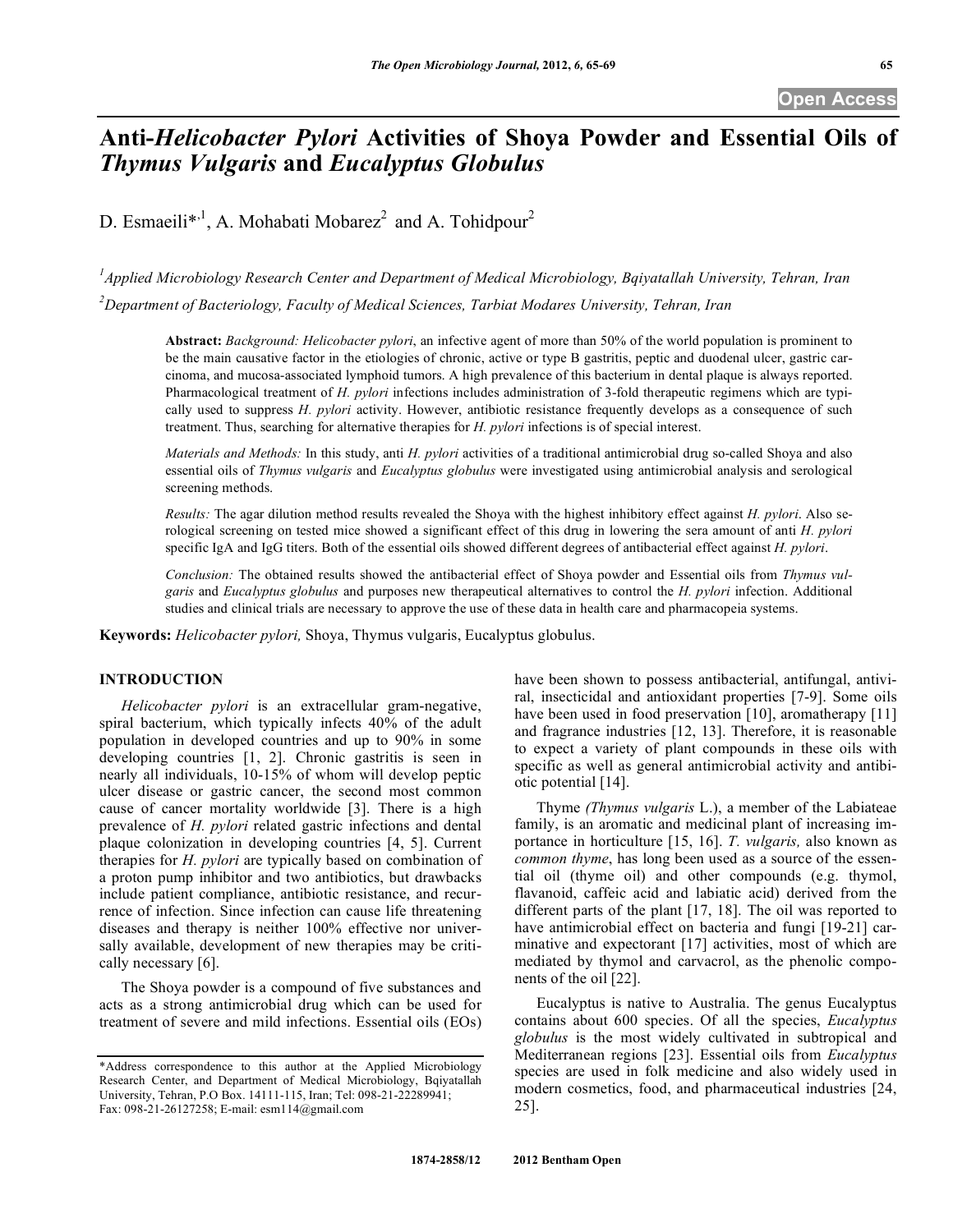# Anti-*Helicobacter Pylori* Activities of Shoya Powder and Essential Oils of *Thymus Vulgaris* and *Eucalyptus Globulus*

D. Esmaeili*[,1], A. Mohabati Mobarez[2] and A. Tohidpour[2]

[1]*Applied Microbiology Research Center and Department of Medical Microbiology, Bqiyatallah University, Tehran, Iran*

[2]*Department of Bacteriology, Faculty of Medical Sciences, Tarbiat Modares University, Tehran, Iran*

**Abstract:** *Background: Helicobacter pylori*, an infective agent of more than 50% of the world population is prominent to be the main causative factor in the etiologies of chronic, active or type B gastritis, peptic and duodenal ulcer, gastric carcinoma, and mucosa-associated lymphoid tumors. A high prevalence of this bacterium in dental plaque is always reported. Pharmacological treatment of *H. pylori* infections includes administration of 3-fold therapeutic regimens which are typically used to suppress *H. pylori* activity. However, antibiotic resistance frequently develops as a consequence of such treatment. Thus, searching for alternative therapies for *H. pylori* infections is of special interest.

*Materials and Methods:* In this study, anti *H. pylori* activities of a traditional antimicrobial drug so-called Shoya and also essential oils of *Thymus vulgaris* and *Eucalyptus globulus* were investigated using antimicrobial analysis and serological screening methods.

*Results:* The agar dilution method results revealed the Shoya with the highest inhibitory effect against *H. pylori*. Also serological screening on tested mice showed a significant effect of this drug in lowering the sera amount of anti *H. pylori* specific IgA and IgG titers. Both of the essential oils showed different degrees of antibacterial effect against *H. pylori*.

*Conclusion:* The obtained results showed the antibacterial effect of Shoya powder and Essential oils from *Thymus vulgaris* and *Eucalyptus globulus* and purposes new therapeutical alternatives to control the *H. pylori* infection. Additional studies and clinical trials are necessary to approve the use of these data in health care and pharmacopeia systems.

**Keywords:** *Helicobacter pylori,* Shoya, Thymus vulgaris, Eucalyptus globulus.

## INTRODUCTION

*Helicobacter pylori* is an extracellular gram-negative, spiral bacterium, which typically infects 40% of the adult population in developed countries and up to 90% in some developing countries [1, 2]. Chronic gastritis is seen in nearly all individuals, 10-15% of whom will develop peptic ulcer disease or gastric cancer, the second most common cause of cancer mortality worldwide [3]. There is a high prevalence of *H. pylori* related gastric infections and dental plaque colonization in developing countries [4, 5]. Current therapies for *H. pylori* are typically based on combination of a proton pump inhibitor and two antibiotics, but drawbacks include patient compliance, antibiotic resistance, and recurrence of infection. Since infection can cause life threatening diseases and therapy is neither 100% effective nor universally available, development of new therapies may be critically necessary [6].

The Shoya powder is a compound of five substances and acts as a strong antimicrobial drug which can be used for treatment of severe and mild infections. Essential oils (EOs) have been shown to possess antibacterial, antifungal, antiviral, insecticidal and antioxidant properties [7-9]. Some oils have been used in food preservation [10], aromatherapy [11] and fragrance industries [12, 13]. Therefore, it is reasonable to expect a variety of plant compounds in these oils with specific as well as general antimicrobial activity and antibiotic potential [14].

Thyme *(Thymus vulgaris* L.), a member of the Labiateae family, is an aromatic and medicinal plant of increasing importance in horticulture [15, 16]. *T. vulgaris,* also known as *common thyme*, has long been used as a source of the essential oil (thyme oil) and other compounds (e.g. thymol, flavanoid, caffeic acid and labiatic acid) derived from the different parts of the plant [17, 18]. The oil was reported to have antimicrobial effect on bacteria and fungi [19-21] carminative and expectorant [17] activities, most of which are mediated by thymol and carvacrol, as the phenolic components of the oil [22].

Eucalyptus is native to Australia. The genus Eucalyptus contains about 600 species. Of all the species, *Eucalyptus globulus* is the most widely cultivated in subtropical and Mediterranean regions [23]. Essential oils from *Eucalyptus* species are used in folk medicine and also widely used in modern cosmetics, food, and pharmaceutical industries [24, 25].

\*Address correspondence to this author at the Applied Microbiology Research Center, and Department of Medical Microbiology, Bqiyatallah University, Tehran, P.O Box. 14111-115, Iran; Tel: 098-21-22289941; Fax: 098-21-26127258; E-mail: esm114@gmail.com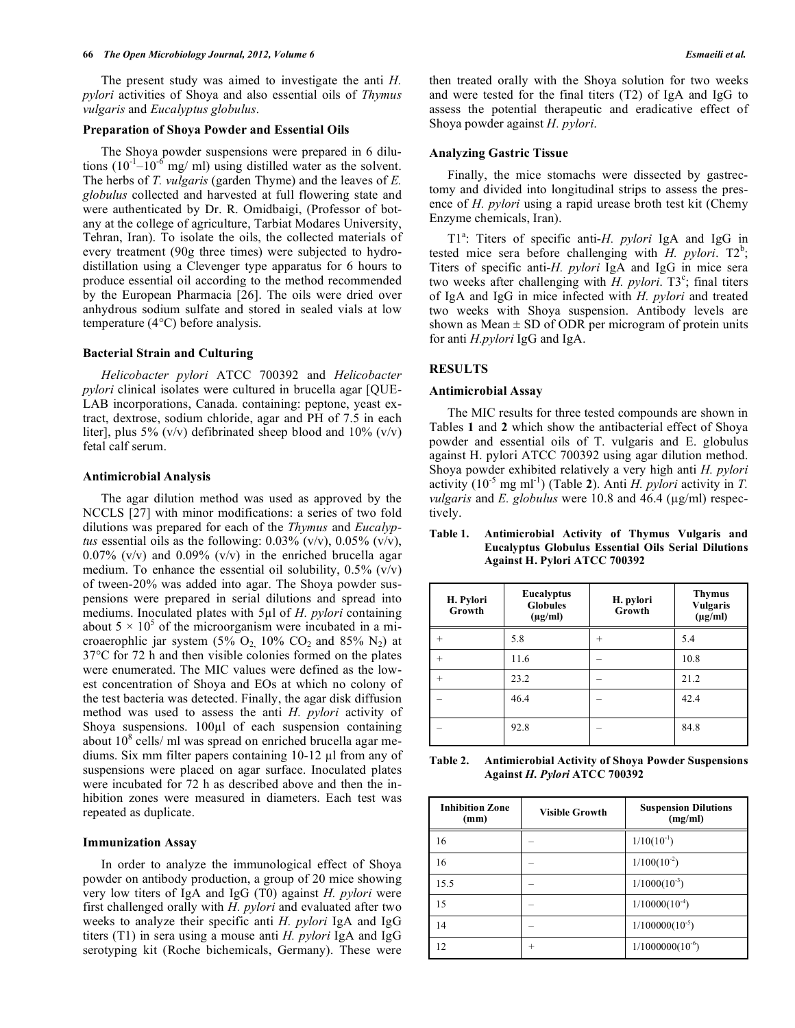The present study was aimed to investigate the anti *H. pylori* activities of Shoya and also essential oils of *Thymus vulgaris* and *Eucalyptus globulus*.

### Preparation of Shoya Powder and Essential Oils

The Shoya powder suspensions were prepared in 6 dilutions ($10^{-1}$–$10^{-6}$ mg/ ml) using distilled water as the solvent. The herbs of *T. vulgaris* (garden Thyme) and the leaves of *E. globulus* collected and harvested at full flowering state and were authenticated by Dr. R. Omidbaigi, (Professor of botany at the college of agriculture, Tarbiat Modares University, Tehran, Iran). To isolate the oils, the collected materials of every treatment (90g three times) were subjected to hydrodistillation using a Clevenger type apparatus for 6 hours to produce essential oil according to the method recommended by the European Pharmacia [26]. The oils were dried over anhydrous sodium sulfate and stored in sealed vials at low temperature (4°C) before analysis.

### Bacterial Strain and Culturing

*Helicobacter pylori* ATCC 700392 and *Helicobacter pylori* clinical isolates were cultured in brucella agar [QUE-LAB incorporations, Canada. containing: peptone, yeast extract, dextrose, sodium chloride, agar and PH of 7.5 in each liter], plus 5% (v/v) defibrinated sheep blood and 10% (v/v) fetal calf serum.

### Antimicrobial Analysis

The agar dilution method was used as approved by the NCCLS [27] with minor modifications: a series of two fold dilutions was prepared for each of the *Thymus* and *Eucalyptus* essential oils as the following: 0.03% (v/v), 0.05% (v/v), 0.07% (v/v) and 0.09% (v/v) in the enriched brucella agar medium. To enhance the essential oil solubility, 0.5% (v/v) of tween-20% was added into agar. The Shoya powder suspensions were prepared in serial dilutions and spread into mediums. Inoculated plates with 5µl of *H. pylori* containing about $5 \times 10^5$ of the microorganism were incubated in a microaerophlic jar system (5% $O_2$, 10% $CO_2$ and 85% $N_2$) at 37°C for 72 h and then visible colonies formed on the plates were enumerated. The MIC values were defined as the lowest concentration of Shoya and EOs at which no colony of the test bacteria was detected. Finally, the agar disk diffusion method was used to assess the anti *H. pylori* activity of Shoya suspensions. 100µl of each suspension containing about $10^8$ cells/ ml was spread on enriched brucella agar mediums. Six mm filter papers containing 10-12 µl from any of suspensions were placed on agar surface. Inoculated plates were incubated for 72 h as described above and then the inhibition zones were measured in diameters. Each test was repeated as duplicate.

### Immunization Assay

In order to analyze the immunological effect of Shoya powder on antibody production, a group of 20 mice showing very low titers of IgA and IgG (T0) against *H. pylori* were first challenged orally with *H. pylori* and evaluated after two weeks to analyze their specific anti *H. pylori* IgA and IgG titers (T1) in sera using a mouse anti *H. pylori* IgA and IgG serotyping kit (Roche bichemicals, Germany). These were then treated orally with the Shoya solution for two weeks and were tested for the final titers (T2) of IgA and IgG to assess the potential therapeutic and eradicative effect of Shoya powder against *H. pylori*.

### Analyzing Gastric Tissue

Finally, the mice stomachs were dissected by gastrectomy and divided into longitudinal strips to assess the presence of *H. pylori* using a rapid urease broth test kit (Chemy Enzyme chemicals, Iran).

T1[a]: Titers of specific anti-*H. pylori* IgA and IgG in tested mice sera before challenging with *H. pylori*. T2[b]; Titers of specific anti-*H. pylori* IgA and IgG in mice sera two weeks after challenging with *H. pylori*. T3[c]; final titers of IgA and IgG in mice infected with *H. pylori* and treated two weeks with Shoya suspension. Antibody levels are shown as Mean ± SD of ODR per microgram of protein units for anti *H.pylori* IgG and IgA.

## RESULTS

### Antimicrobial Assay

The MIC results for three tested compounds are shown in Tables **1** and **2** which show the antibacterial effect of Shoya powder and essential oils of T. vulgaris and E. globulus against H. pylori ATCC 700392 using agar dilution method. Shoya powder exhibited relatively a very high anti *H. pylori* activity ($10^{-5}$ mg ml$^{-1}$) (Table **2**). Anti *H. pylori* activity in *T. vulgaris* and *E. globulus* were 10.8 and 46.4 (µg/ml) respectively.

**Table 1. Antimicrobial Activity of Thymus Vulgaris and Eucalyptus Globulus Essential Oils Serial Dilutions Against H. Pylori ATCC 700392**

| H. Pylori Growth | Eucalyptus Globules (µg/ml) | H. pylori Growth | Thymus Vulgaris (µg/ml) |
|---|---|---|---|
| + | 5.8 | + | 5.4 |
| + | 11.6 | – | 10.8 |
| + | 23.2 | – | 21.2 |
| – | 46.4 | – | 42.4 |
| – | 92.8 | – | 84.8 |

**Table 2. Antimicrobial Activity of Shoya Powder Suspensions Against *H. Pylori* ATCC 700392**

| Inhibition Zone (mm) | Visible Growth | Suspension Dilutions (mg/ml) |
|---|---|---|
| 16 | – | 1/10($10^{-1}$) |
| 16 | – | 1/100($10^{-2}$) |
| 15.5 | – | 1/1000($10^{-3}$) |
| 15 | – | 1/10000($10^{-4}$) |
| 14 | – | 1/100000($10^{-5}$) |
| 12 | + | 1/1000000($10^{-6}$) |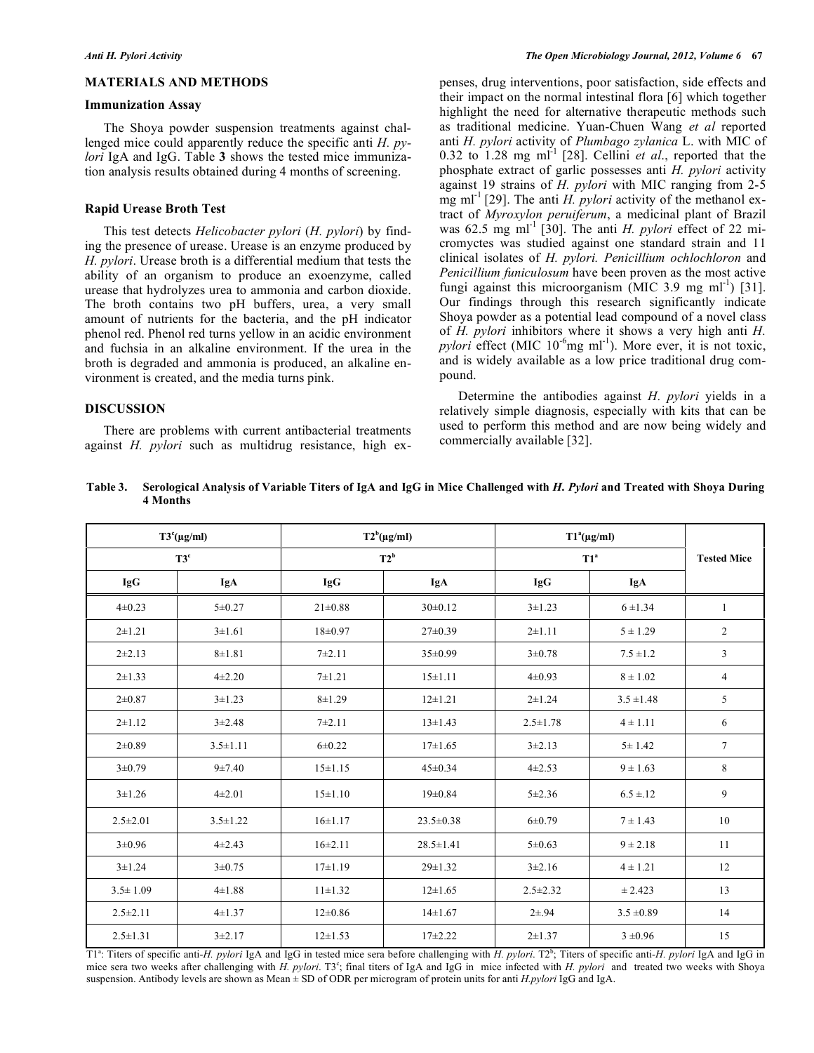## MATERIALS AND METHODS

### Immunization Assay

The Shoya powder suspension treatments against challenged mice could apparently reduce the specific anti *H. pylori* IgA and IgG. Table **3** shows the tested mice immunization analysis results obtained during 4 months of screening.

### Rapid Urease Broth Test

This test detects *Helicobacter pylori* (*H. pylori*) by finding the presence of urease. Urease is an enzyme produced by *H. pylori*. Urease broth is a differential medium that tests the ability of an organism to produce an exoenzyme, called urease that hydrolyzes urea to ammonia and carbon dioxide. The broth contains two pH buffers, urea, a very small amount of nutrients for the bacteria, and the pH indicator phenol red. Phenol red turns yellow in an acidic environment and fuchsia in an alkaline environment. If the urea in the broth is degraded and ammonia is produced, an alkaline environment is created, and the media turns pink.

## DISCUSSION

There are problems with current antibacterial treatments against *H. pylori* such as multidrug resistance, high expenses, drug interventions, poor satisfaction, side effects and their impact on the normal intestinal flora [6] which together highlight the need for alternative therapeutic methods such as traditional medicine. Yuan-Chuen Wang *et al* reported anti *H. pylori* activity of *Plumbago zylanica* L. with MIC of 0.32 to 1.28 mg $ml^{-1}$ [28]. Cellini *et al*., reported that the phosphate extract of garlic possesses anti *H. pylori* activity against 19 strains of *H. pylori* with MIC ranging from 2-5 mg $ml^{-1}$ [29]. The anti *H. pylori* activity of the methanol extract of *Myroxylon peruiferum*, a medicinal plant of Brazil was 62.5 mg $ml^{-1}$ [30]. The anti *H. pylori* effect of 22 micromyctes was studied against one standard strain and 11 clinical isolates of *H. pylori. Penicillium ochlochloron* and *Penicillium funiculosum* have been proven as the most active fungi against this microorganism (MIC 3.9 mg $ml^{-1}$) [31]. Our findings through this research significantly indicate Shoya powder as a potential lead compound of a novel class of *H. pylori* inhibitors where it shows a very high anti *H. pylori* effect (MIC $10^{-6}$mg $ml^{-1}$). More ever, it is not toxic, and is widely available as a low price traditional drug compound.

Determine the antibodies against *H. pylori* yields in a relatively simple diagnosis, especially with kits that can be used to perform this method and are now being widely and commercially available [32].

**Table 3. Serological Analysis of Variable Titers of IgA and IgG in Mice Challenged with *H. Pylori* and Treated with Shoya During 4 Months**

| T3[c](μg/ml) | | T2[b](μg/ml) | | T1[a](μg/ml) | | Tested Mice |
|---|---|---|---|---|---|---|
| T3[c] | | T2[b] | | T1[a] | | |
| IgG | IgA | IgG | IgA | IgG | IgA | |
| 4±0.23 | 5±0.27 | 21±0.88 | 30±0.12 | 3±1.23 | 6 ±1.34 | 1 |
| 2±1.21 | 3±1.61 | 18±0.97 | 27±0.39 | 2±1.11 | 5 ± 1.29 | 2 |
| 2±2.13 | 8±1.81 | 7±2.11 | 35±0.99 | 3±0.78 | 7.5 ±1.2 | 3 |
| 2±1.33 | 4±2.20 | 7±1.21 | 15±1.11 | 4±0.93 | 8 ± 1.02 | 4 |
| 2±0.87 | 3±1.23 | 8±1.29 | 12±1.21 | 2±1.24 | 3.5 ±1.48 | 5 |
| 2±1.12 | 3±2.48 | 7±2.11 | 13±1.43 | 2.5±1.78 | 4 ± 1.11 | 6 |
| 2±0.89 | 3.5±1.11 | 6±0.22 | 17±1.65 | 3±2.13 | 5± 1.42 | 7 |
| 3±0.79 | 9±7.40 | 15±1.15 | 45±0.34 | 4±2.53 | 9 ± 1.63 | 8 |
| 3±1.26 | 4±2.01 | 15±1.10 | 19±0.84 | 5±2.36 | 6.5 ±.12 | 9 |
| 2.5±2.01 | 3.5±1.22 | 16±1.17 | 23.5±0.38 | 6±0.79 | 7 ± 1.43 | 10 |
| 3±0.96 | 4±2.43 | 16±2.11 | 28.5±1.41 | 5±0.63 | 9 ± 2.18 | 11 |
| 3±1.24 | 3±0.75 | 17±1.19 | 29±1.32 | 3±2.16 | 4 ± 1.21 | 12 |
| 3.5± 1.09 | 4±1.88 | 11±1.32 | 12±1.65 | 2.5±2.32 | ± 2.423 | 13 |
| 2.5±2.11 | 4±1.37 | 12±0.86 | 14±1.67 | 2±.94 | 3.5 ±0.89 | 14 |
| 2.5±1.31 | 3±2.17 | 12±1.53 | 17±2.22 | 2±1.37 | 3 ±0.96 | 15 |

T1[a]: Titers of specific anti-*H. pylori* IgA and IgG in tested mice sera before challenging with *H. pylori*. T2[b]; Titers of specific anti-*H. pylori* IgA and IgG in mice sera two weeks after challenging with *H. pylori*. T3[c]; final titers of IgA and IgG in mice infected with *H. pylori* and treated two weeks with Shoya suspension. Antibody levels are shown as Mean ± SD of ODR per microgram of protein units for anti *H.pylori* IgG and IgA.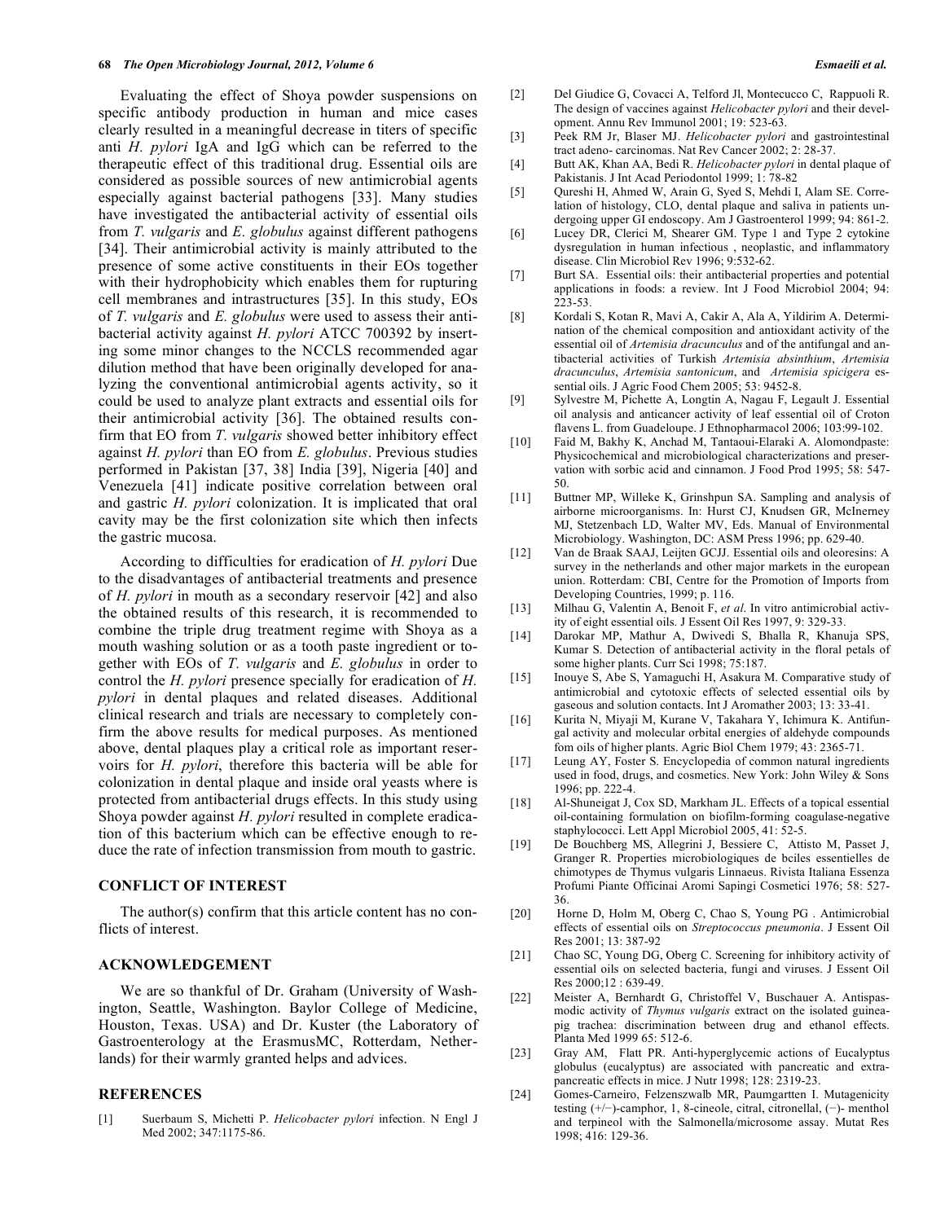Evaluating the effect of Shoya powder suspensions on specific antibody production in human and mice cases clearly resulted in a meaningful decrease in titers of specific anti *H. pylori* IgA and IgG which can be referred to the therapeutic effect of this traditional drug. Essential oils are considered as possible sources of new antimicrobial agents especially against bacterial pathogens [33]. Many studies have investigated the antibacterial activity of essential oils from *T. vulgaris* and *E. globulus* against different pathogens [34]. Their antimicrobial activity is mainly attributed to the presence of some active constituents in their EOs together with their hydrophobicity which enables them for rupturing cell membranes and intrastructures [35]. In this study, EOs of *T. vulgaris* and *E. globulus* were used to assess their antibacterial activity against *H. pylori* ATCC 700392 by inserting some minor changes to the NCCLS recommended agar dilution method that have been originally developed for analyzing the conventional antimicrobial agents activity, so it could be used to analyze plant extracts and essential oils for their antimicrobial activity [36]. The obtained results confirm that EO from *T. vulgaris* showed better inhibitory effect against *H. pylori* than EO from *E. globulus*. Previous studies performed in Pakistan [37, 38] India [39], Nigeria [40] and Venezuela [41] indicate positive correlation between oral and gastric *H. pylori* colonization. It is implicated that oral cavity may be the first colonization site which then infects the gastric mucosa.

According to difficulties for eradication of *H. pylori* Due to the disadvantages of antibacterial treatments and presence of *H. pylori* in mouth as a secondary reservoir [42] and also the obtained results of this research, it is recommended to combine the triple drug treatment regime with Shoya as a mouth washing solution or as a tooth paste ingredient or together with EOs of *T. vulgaris* and *E. globulus* in order to control the *H. pylori* presence specially for eradication of *H. pylori* in dental plaques and related diseases. Additional clinical research and trials are necessary to completely confirm the above results for medical purposes. As mentioned above, dental plaques play a critical role as important reservoirs for *H. pylori*, therefore this bacteria will be able for colonization in dental plaque and inside oral yeasts where is protected from antibacterial drugs effects. In this study using Shoya powder against *H. pylori* resulted in complete eradication of this bacterium which can be effective enough to reduce the rate of infection transmission from mouth to gastric.

## CONFLICT OF INTEREST

The author(s) confirm that this article content has no conflicts of interest.

## ACKNOWLEDGEMENT

We are so thankful of Dr. Graham (University of Washington, Seattle, Washington. Baylor College of Medicine, Houston, Texas. USA) and Dr. Kuster (the Laboratory of Gastroenterology at the ErasmusMC, Rotterdam, Netherlands) for their warmly granted helps and advices.

## REFERENCES

[1] Suerbaum S, Michetti P. *Helicobacter pylori* infection. N Engl J Med 2002; 347:1175-86.

[2] Del Giudice G, Covacci A, Telford Jl, Montecucco C, Rappuoli R. The design of vaccines against *Helicobacter pylori* and their development. Annu Rev Immunol 2001; 19: 523-63.

[3] Peek RM Jr, Blaser MJ. *Helicobacter pylori* and gastrointestinal tract adeno- carcinomas. Nat Rev Cancer 2002; 2: 28-37.

[4] Butt AK, Khan AA, Bedi R. *Helicobacter pylori* in dental plaque of Pakistanis. J Int Acad Periodontol 1999; 1: 78-82

[5] Qureshi H, Ahmed W, Arain G, Syed S, Mehdi I, Alam SE. Correlation of histology, CLO, dental plaque and saliva in patients undergoing upper GI endoscopy. Am J Gastroenterol 1999; 94: 861-2.

[6] Lucey DR, Clerici M, Shearer GM. Type 1 and Type 2 cytokine dysregulation in human infectious , neoplastic, and inflammatory disease. Clin Microbiol Rev 1996; 9:532-62.

[7] Burt SA. Essential oils: their antibacterial properties and potential applications in foods: a review. Int J Food Microbiol 2004; 94: 223-53.

[8] Kordali S, Kotan R, Mavi A, Cakir A, Ala A, Yildirim A. Determination of the chemical composition and antioxidant activity of the essential oil of *Artemisia dracunculus* and of the antifungal and antibacterial activities of Turkish *Artemisia absinthium*, *Artemisia dracunculus*, *Artemisia santonicum*, and *Artemisia spicigera* essential oils. J Agric Food Chem 2005; 53: 9452-8.

[9] Sylvestre M, Pichette A, Longtin A, Nagau F, Legault J. Essential oil analysis and anticancer activity of leaf essential oil of Croton flavens L. from Guadeloupe. J Ethnopharmacol 2006; 103:99-102.

[10] Faid M, Bakhy K, Anchad M, Tantaoui-Elaraki A. Alomondpaste: Physicochemical and microbiological characterizations and preservation with sorbic acid and cinnamon. J Food Prod 1995; 58: 547-50.

[11] Buttner MP, Willeke K, Grinshpun SA. Sampling and analysis of airborne microorganisms. In: Hurst CJ, Knudsen GR, McInerney MJ, Stetzenbach LD, Walter MV, Eds. Manual of Environmental Microbiology. Washington, DC: ASM Press 1996; pp. 629-40.

[12] Van de Braak SAAJ, Leijten GCJJ. Essential oils and oleoresins: A survey in the netherlands and other major markets in the european union. Rotterdam: CBI, Centre for the Promotion of Imports from Developing Countries, 1999; p. 116.

[13] Milhau G, Valentin A, Benoit F, *et al.* In vitro antimicrobial activity of eight essential oils. J Essent Oil Res 1997, 9: 329-33.

[14] Darokar MP, Mathur A, Dwivedi S, Bhalla R, Khanuja SPS, Kumar S. Detection of antibacterial activity in the floral petals of some higher plants. Curr Sci 1998; 75:187.

[15] Inouye S, Abe S, Yamaguchi H, Asakura M. Comparative study of antimicrobial and cytotoxic effects of selected essential oils by gaseous and solution contacts. Int J Aromather 2003; 13: 33-41.

[16] Kurita N, Miyaji M, Kurane V, Takahara Y, Ichimura K. Antifungal activity and molecular orbital energies of aldehyde compounds fom oils of higher plants. Agric Biol Chem 1979; 43: 2365-71.

[17] Leung AY, Foster S. Encyclopedia of common natural ingredients used in food, drugs, and cosmetics. New York: John Wiley & Sons 1996; pp. 222-4.

[18] Al-Shuneigat J, Cox SD, Markham JL. Effects of a topical essential oil-containing formulation on biofilm-forming coagulase-negative staphylococci. Lett Appl Microbiol 2005, 41: 52-5.

[19] De Bouchberg MS, Allegrini J, Bessiere C, Attisto M, Passet J, Granger R. Properties microbiologiques de bciles essentielles de chimotypes de Thymus vulgaris Linnaeus. Rivista Italiana Essenza Profumi Piante Officinai Aromi Sapingi Cosmetici 1976; 58: 527-36.

[20] Horne D, Holm M, Oberg C, Chao S, Young PG . Antimicrobial effects of essential oils on *Streptococcus pneumonia*. J Essent Oil Res 2001; 13: 387-92

[21] Chao SC, Young DG, Oberg C. Screening for inhibitory activity of essential oils on selected bacteria, fungi and viruses. J Essent Oil Res 2000;12 : 639-49.

[22] Meister A, Bernhardt G, Christoffel V, Buschauer A. Antispasmodic activity of *Thymus vulgaris* extract on the isolated guineapig trachea: discrimination between drug and ethanol effects. Planta Med 1999 65: 512-6.

[23] Gray AM, Flatt PR. Anti-hyperglycemic actions of Eucalyptus globulus (eucalyptus) are associated with pancreatic and extra-pancreatic effects in mice. J Nutr 1998; 128: 2319-23.

[24] Gomes-Carneiro, Felzenszwalb MR, Paumgartten I. Mutagenicity testing (+/−)-camphor, 1, 8-cineole, citral, citronellal, (−)- menthol and terpineol with the Salmonella/microsome assay. Mutat Res 1998; 416: 129-36.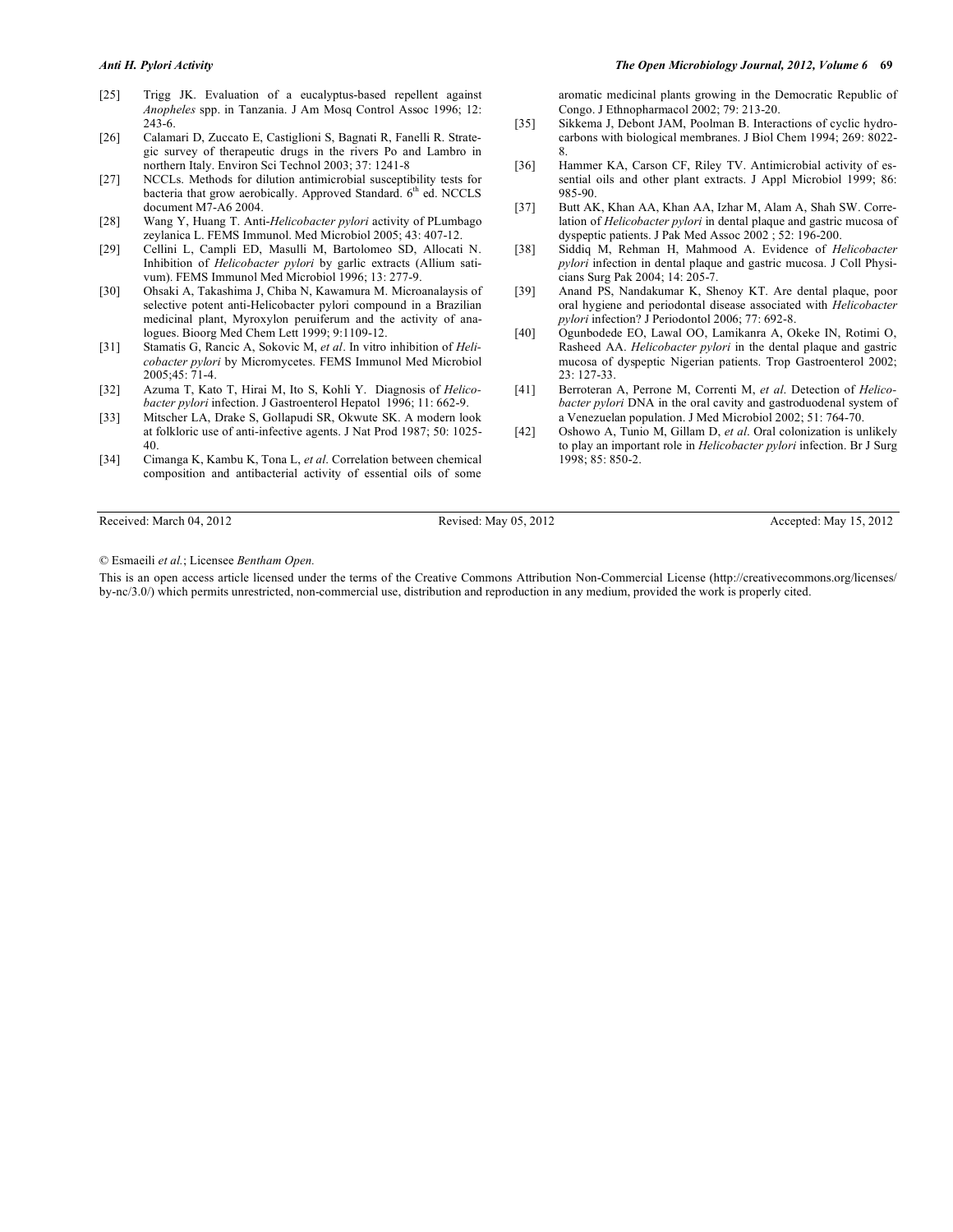[25] Trigg JK. Evaluation of a eucalyptus-based repellent against *Anopheles* spp. in Tanzania. J Am Mosq Control Assoc 1996; 12: 243-6.

[26] Calamari D, Zuccato E, Castiglioni S, Bagnati R, Fanelli R. Strategic survey of therapeutic drugs in the rivers Po and Lambro in northern Italy. Environ Sci Technol 2003; 37: 1241-8

[27] NCCLs. Methods for dilution antimicrobial susceptibility tests for bacteria that grow aerobically. Approved Standard. 6th ed. NCCLS document M7-A6 2004.

[28] Wang Y, Huang T. Anti-*Helicobacter pylori* activity of PLumbago zeylanica L. FEMS Immunol. Med Microbiol 2005; 43: 407-12.

[29] Cellini L, Campli ED, Masulli M, Bartolomeo SD, Allocati N. Inhibition of *Helicobacter pylori* by garlic extracts (Allium sativum). FEMS Immunol Med Microbiol 1996; 13: 277-9.

[30] Ohsaki A, Takashima J, Chiba N, Kawamura M. Microanalaysis of selective potent anti-Helicobacter pylori compound in a Brazilian medicinal plant, Myroxylon peruiferum and the activity of analogues. Bioorg Med Chem Lett 1999; 9:1109-12.

[31] Stamatis G, Rancic A, Sokovic M, *et al*. In vitro inhibition of *Helicobacter pylori* by Micromycetes. FEMS Immunol Med Microbiol 2005;45: 71-4.

[32] Azuma T, Kato T, Hirai M, Ito S, Kohli Y. Diagnosis of *Helicobacter pylori* infection. J Gastroenterol Hepatol 1996; 11: 662-9.

[33] Mitscher LA, Drake S, Gollapudi SR, Okwute SK. A modern look at folkloric use of anti-infective agents. J Nat Prod 1987; 50: 1025-40.

[34] Cimanga K, Kambu K, Tona L, *et al*. Correlation between chemical composition and antibacterial activity of essential oils of some aromatic medicinal plants growing in the Democratic Republic of Congo. J Ethnopharmacol 2002; 79: 213-20.

[35] Sikkema J, Debont JAM, Poolman B. Interactions of cyclic hydrocarbons with biological membranes. J Biol Chem 1994; 269: 8022-8.

[36] Hammer KA, Carson CF, Riley TV. Antimicrobial activity of essential oils and other plant extracts. J Appl Microbiol 1999; 86: 985-90.

[37] Butt AK, Khan AA, Khan AA, Izhar M, Alam A, Shah SW. Correlation of *Helicobacter pylori* in dental plaque and gastric mucosa of dyspeptic patients. J Pak Med Assoc 2002 ; 52: 196-200.

[38] Siddiq M, Rehman H, Mahmood A. Evidence of *Helicobacter pylori* infection in dental plaque and gastric mucosa. J Coll Physicians Surg Pak 2004; 14: 205-7.

[39] Anand PS, Nandakumar K, Shenoy KT. Are dental plaque, poor oral hygiene and periodontal disease associated with *Helicobacter pylori* infection? J Periodontol 2006; 77: 692-8.

[40] Ogunbodede EO, Lawal OO, Lamikanra A, Okeke IN, Rotimi O, Rasheed AA. *Helicobacter pylori* in the dental plaque and gastric mucosa of dyspeptic Nigerian patients. Trop Gastroenterol 2002; 23: 127-33.

[41] Berroteran A, Perrone M, Correnti M, *et al*. Detection of *Helicobacter pylori* DNA in the oral cavity and gastroduodenal system of a Venezuelan population. J Med Microbiol 2002; 51: 764-70.

[42] Oshowo A, Tunio M, Gillam D, *et al*. Oral colonization is unlikely to play an important role in *Helicobacter pylori* infection. Br J Surg 1998; 85: 850-2.

Received: March 04, 2012 Revised: May 05, 2012 Accepted: May 15, 2012

© Esmaeili *et al.*; Licensee *Bentham Open.*

This is an open access article licensed under the terms of the Creative Commons Attribution Non-Commercial License (http://creativecommons.org/licenses/by-nc/3.0/) which permits unrestricted, non-commercial use, distribution and reproduction in any medium, provided the work is properly cited.